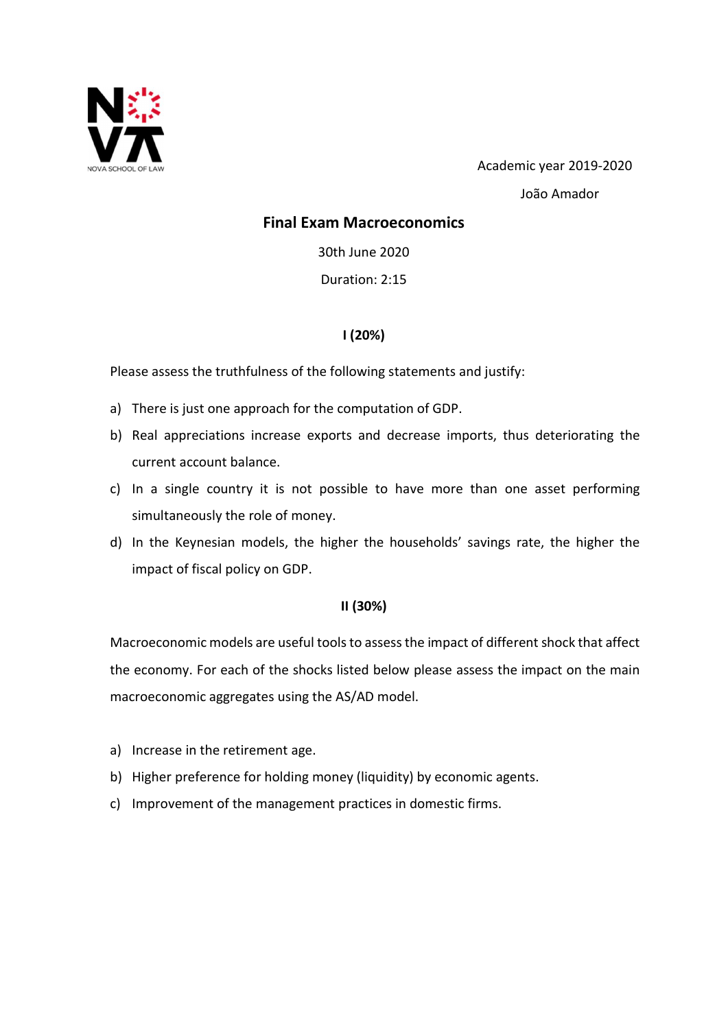Academic year 2019-2020

João Amador

# Final Exam Macroeconomics

30th June 2020

Duration: 2:15

## I (20%)

Please assess the truthfulness of the following statements and justify:

a) There is just one approach for the computation of GDP.
b) Real appreciations increase exports and decrease imports, thus deteriorating the current account balance.
c) In a single country it is not possible to have more than one asset performing simultaneously the role of money.
d) In the Keynesian models, the higher the households' savings rate, the higher the impact of fiscal policy on GDP.

## II (30%)

Macroeconomic models are useful tools to assess the impact of different shock that affect the economy. For each of the shocks listed below please assess the impact on the main macroeconomic aggregates using the AS/AD model.

a) Increase in the retirement age.
b) Higher preference for holding money (liquidity) by economic agents.
c) Improvement of the management practices in domestic firms.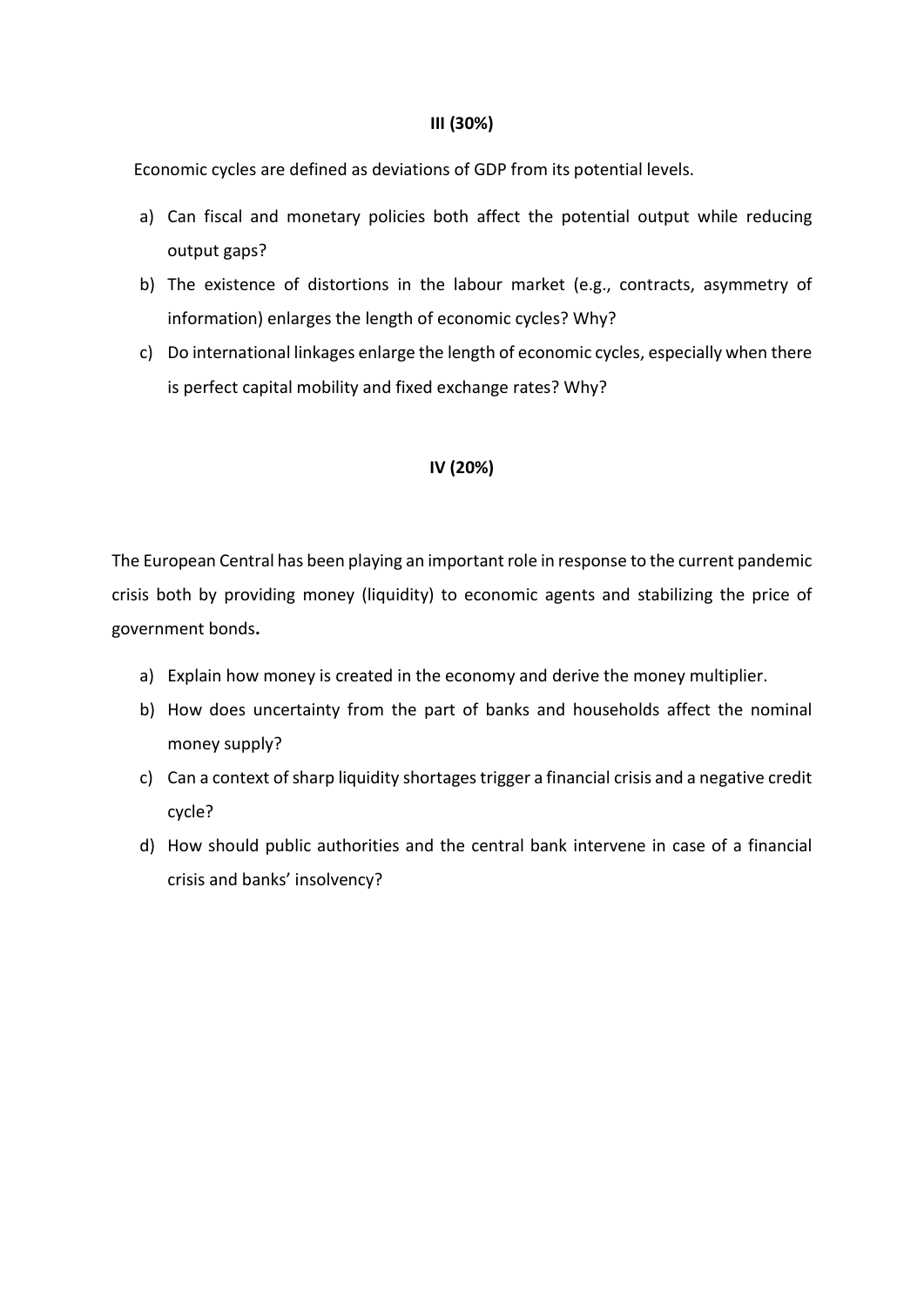**III (30%)**

Economic cycles are defined as deviations of GDP from its potential levels.

a) Can fiscal and monetary policies both affect the potential output while reducing output gaps?

b) The existence of distortions in the labour market (e.g., contracts, asymmetry of information) enlarges the length of economic cycles? Why?

c) Do international linkages enlarge the length of economic cycles, especially when there is perfect capital mobility and fixed exchange rates? Why?

**IV (20%)**

The European Central has been playing an important role in response to the current pandemic crisis both by providing money (liquidity) to economic agents and stabilizing the price of government bonds**.**

a) Explain how money is created in the economy and derive the money multiplier.

b) How does uncertainty from the part of banks and households affect the nominal money supply?

c) Can a context of sharp liquidity shortages trigger a financial crisis and a negative credit cycle?

d) How should public authorities and the central bank intervene in case of a financial crisis and banks' insolvency?